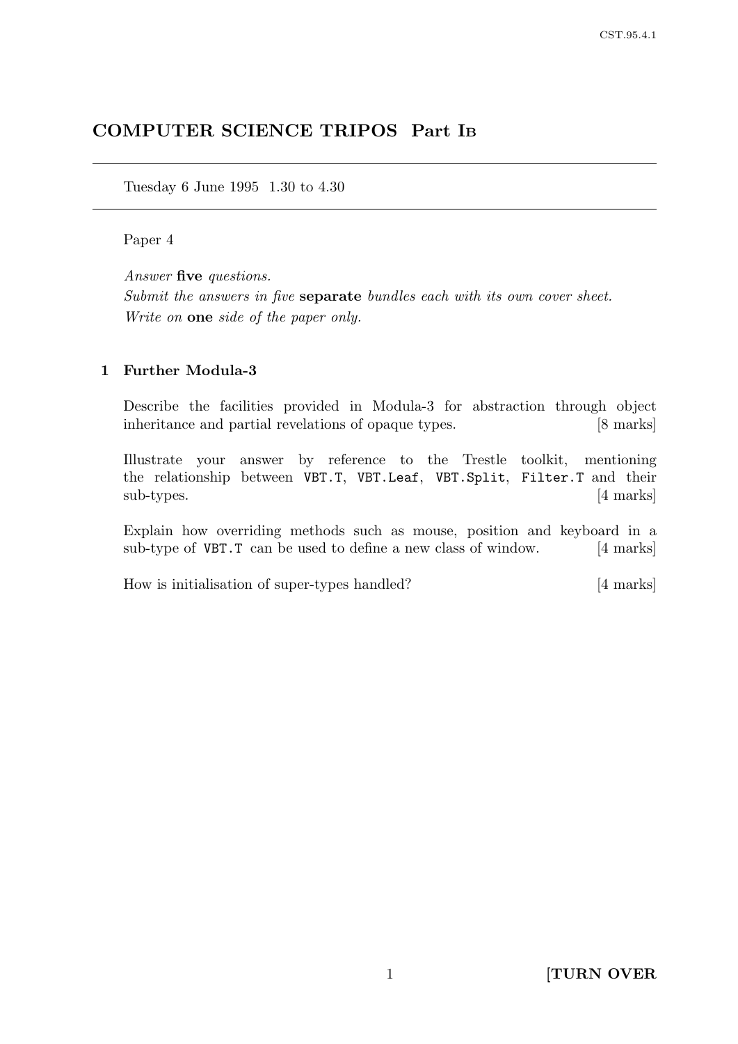# COMPUTER SCIENCE TRIPOS Part IB

Tuesday 6 June 1995 1.30 to 4.30

Paper 4

*Answer* **five** *questions.*
*Submit the answers in five* **separate** *bundles each with its own cover sheet.*
*Write on* **one** *side of the paper only.*

## 1 Further Modula-3

Describe the facilities provided in Modula-3 for abstraction through object inheritance and partial revelations of opaque types. [8 marks]

Illustrate your answer by reference to the Trestle toolkit, mentioning the relationship between `VBT.T`, `VBT.Leaf`, `VBT.Split`, `Filter.T` and their sub-types. [4 marks]

Explain how overriding methods such as mouse, position and keyboard in a sub-type of `VBT.T` can be used to define a new class of window. [4 marks]

How is initialisation of super-types handled? [4 marks]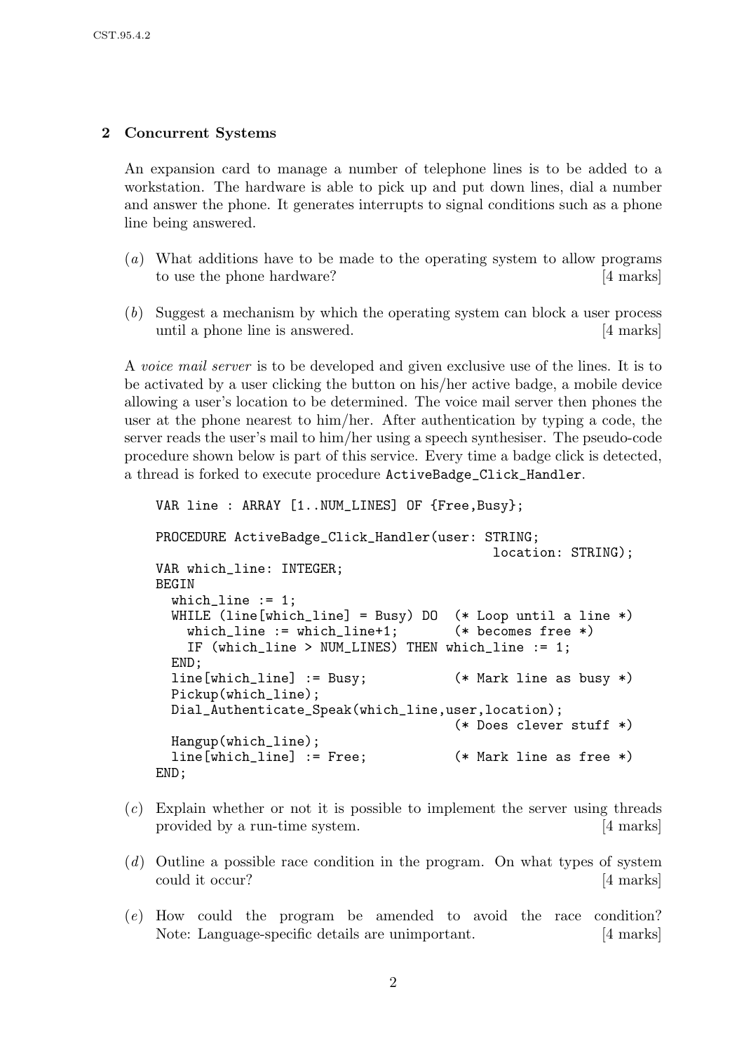## 2 Concurrent Systems

An expansion card to manage a number of telephone lines is to be added to a workstation. The hardware is able to pick up and put down lines, dial a number and answer the phone. It generates interrupts to signal conditions such as a phone line being answered.

(*a*) What additions have to be made to the operating system to allow programs to use the phone hardware? [4 marks]

(*b*) Suggest a mechanism by which the operating system can block a user process until a phone line is answered. [4 marks]

A *voice mail server* is to be developed and given exclusive use of the lines. It is to be activated by a user clicking the button on his/her active badge, a mobile device allowing a user's location to be determined. The voice mail server then phones the user at the phone nearest to him/her. After authentication by typing a code, the server reads the user's mail to him/her using a speech synthesiser. The pseudo-code procedure shown below is part of this service. Every time a badge click is detected, a thread is forked to execute procedure `ActiveBadge_Click_Handler`.

```
VAR line : ARRAY [1..NUM_LINES] OF {Free,Busy};

PROCEDURE ActiveBadge_Click_Handler(user: STRING;
                                    location: STRING);
VAR which_line: INTEGER;
BEGIN
  which_line := 1;
  WHILE (line[which_line] = Busy) DO  (* Loop until a line *)
    which_line := which_line+1;       (* becomes free *)
    IF (which_line > NUM_LINES) THEN which_line := 1;
  END;
  line[which_line] := Busy;           (* Mark line as busy *)
  Pickup(which_line);
  Dial_Authenticate_Speak(which_line,user,location);
                                      (* Does clever stuff *)
  Hangup(which_line);
  line[which_line] := Free;           (* Mark line as free *)
END;
```

(*c*) Explain whether or not it is possible to implement the server using threads provided by a run-time system. [4 marks]

(*d*) Outline a possible race condition in the program. On what types of system could it occur? [4 marks]

(*e*) How could the program be amended to avoid the race condition? Note: Language-specific details are unimportant. [4 marks]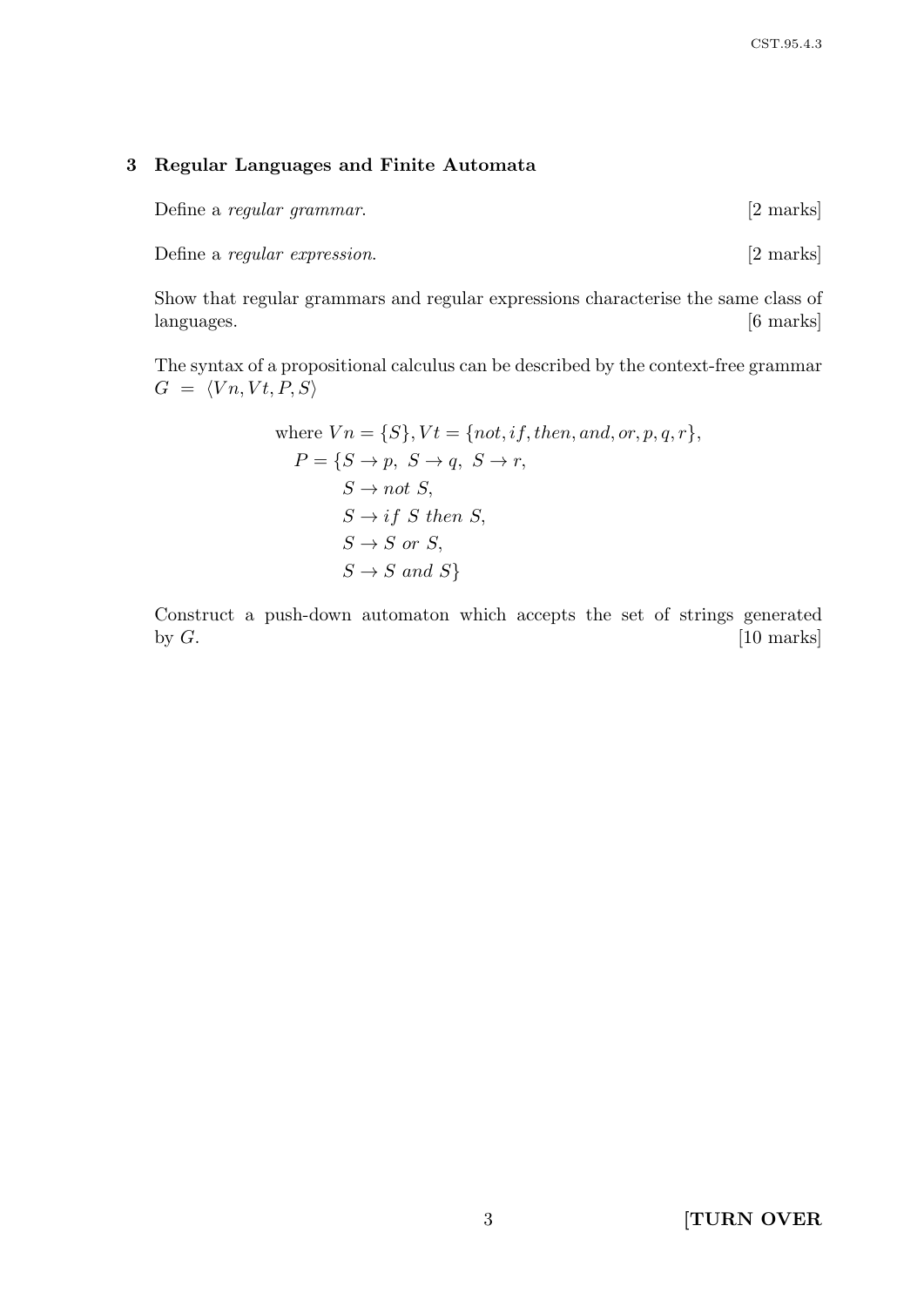## 3 Regular Languages and Finite Automata

Define a *regular grammar*. [2 marks]

Define a *regular expression*. [2 marks]

Show that regular grammars and regular expressions characterise the same class of languages. [6 marks]

The syntax of a propositional calculus can be described by the context-free grammar $G = \langle Vn, Vt, P, S \rangle$

$$
\begin{aligned}
\text{where } & Vn = \{S\}, Vt = \{not, if, then, and, or, p, q, r\}, \\
P = \{ & S \rightarrow p,\ S \rightarrow q,\ S \rightarrow r, \\
& S \rightarrow not\ S, \\
& S \rightarrow if\ S\ then\ S, \\
& S \rightarrow S\ or\ S, \\
& S \rightarrow S\ and\ S \}
\end{aligned}
$$

Construct a push-down automaton which accepts the set of strings generated by $G$. [10 marks]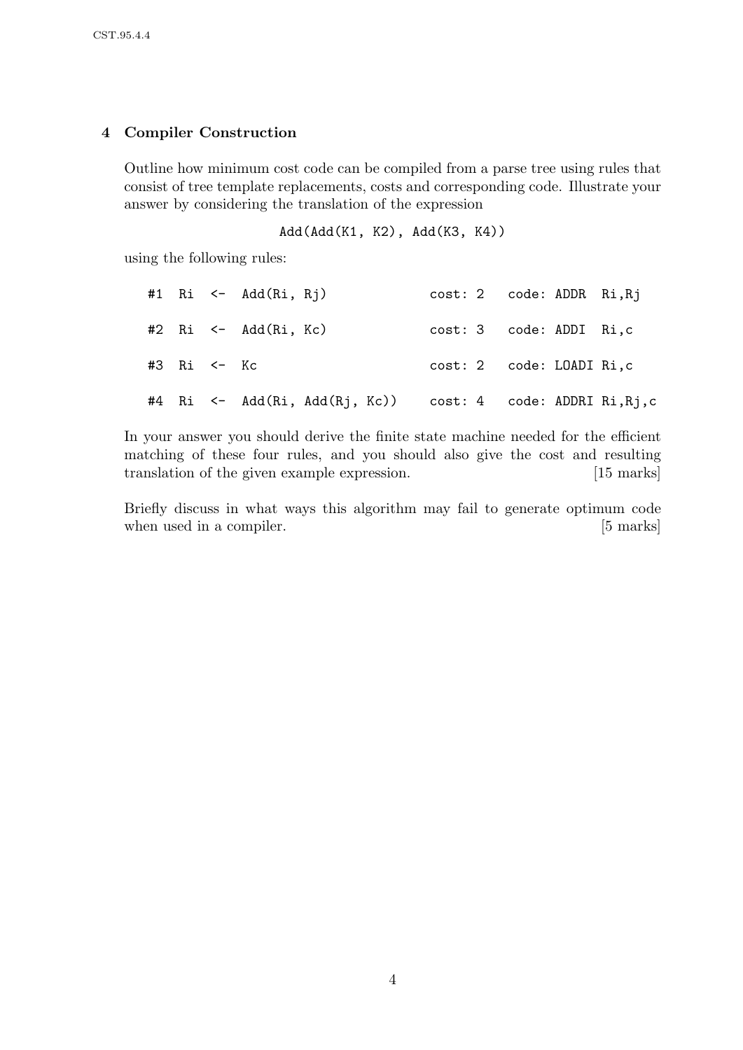## 4 Compiler Construction

Outline how minimum cost code can be compiled from a parse tree using rules that consist of tree template replacements, costs and corresponding code. Illustrate your answer by considering the translation of the expression

```
Add(Add(K1, K2), Add(K3, K4))
```

using the following rules:

```
#1  Ri  <-  Add(Ri, Rj)            cost: 2   code: ADDR  Ri,Rj

#2  Ri  <-  Add(Ri, Kc)            cost: 3   code: ADDI  Ri,c

#3  Ri  <-  Kc                     cost: 2   code: LOADI Ri,c

#4  Ri  <-  Add(Ri, Add(Rj, Kc))   cost: 4   code: ADDRI Ri,Rj,c
```

In your answer you should derive the finite state machine needed for the efficient matching of these four rules, and you should also give the cost and resulting translation of the given example expression. [15 marks]

Briefly discuss in what ways this algorithm may fail to generate optimum code when used in a compiler. [5 marks]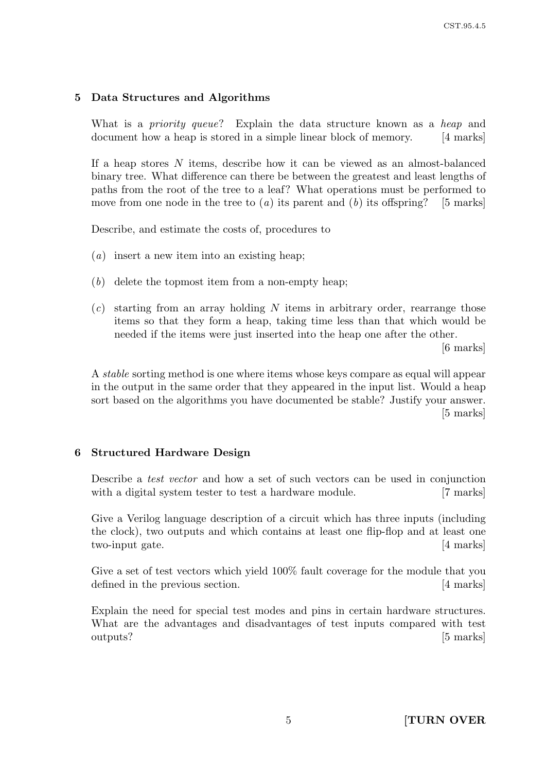## 5 Data Structures and Algorithms

What is a *priority queue*? Explain the data structure known as a *heap* and document how a heap is stored in a simple linear block of memory. [4 marks]

If a heap stores $N$ items, describe how it can be viewed as an almost-balanced binary tree. What difference can there be between the greatest and least lengths of paths from the root of the tree to a leaf? What operations must be performed to move from one node in the tree to ($a$) its parent and ($b$) its offspring? [5 marks]

Describe, and estimate the costs of, procedures to

($a$) insert a new item into an existing heap;

($b$) delete the topmost item from a non-empty heap;

($c$) starting from an array holding $N$ items in arbitrary order, rearrange those items so that they form a heap, taking time less than that which would be needed if the items were just inserted into the heap one after the other.

[6 marks]

A *stable* sorting method is one where items whose keys compare as equal will appear in the output in the same order that they appeared in the input list. Would a heap sort based on the algorithms you have documented be stable? Justify your answer. [5 marks]

## 6 Structured Hardware Design

Describe a *test vector* and how a set of such vectors can be used in conjunction with a digital system tester to test a hardware module. [7 marks]

Give a Verilog language description of a circuit which has three inputs (including the clock), two outputs and which contains at least one flip-flop and at least one two-input gate. [4 marks]

Give a set of test vectors which yield 100% fault coverage for the module that you defined in the previous section. [4 marks]

Explain the need for special test modes and pins in certain hardware structures. What are the advantages and disadvantages of test inputs compared with test outputs? [5 marks]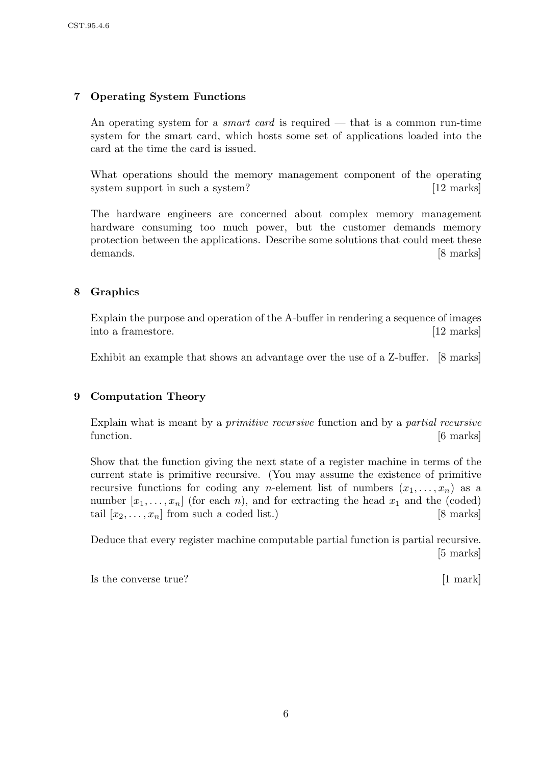## 7 Operating System Functions

An operating system for a *smart card* is required — that is a common run-time system for the smart card, which hosts some set of applications loaded into the card at the time the card is issued.

What operations should the memory management component of the operating system support in such a system? [12 marks]

The hardware engineers are concerned about complex memory management hardware consuming too much power, but the customer demands memory protection between the applications. Describe some solutions that could meet these demands. [8 marks]

## 8 Graphics

Explain the purpose and operation of the A-buffer in rendering a sequence of images into a framestore. [12 marks]

Exhibit an example that shows an advantage over the use of a Z-buffer. [8 marks]

## 9 Computation Theory

Explain what is meant by a *primitive recursive* function and by a *partial recursive* function. [6 marks]

Show that the function giving the next state of a register machine in terms of the current state is primitive recursive. (You may assume the existence of primitive recursive functions for coding any $n$-element list of numbers $(x_1, \ldots, x_n)$ as a number $[x_1, \ldots, x_n]$ (for each $n$), and for extracting the head $x_1$ and the (coded) tail $[x_2, \ldots, x_n]$ from such a coded list.) [8 marks]

Deduce that every register machine computable partial function is partial recursive. [5 marks]

Is the converse true? [1 mark]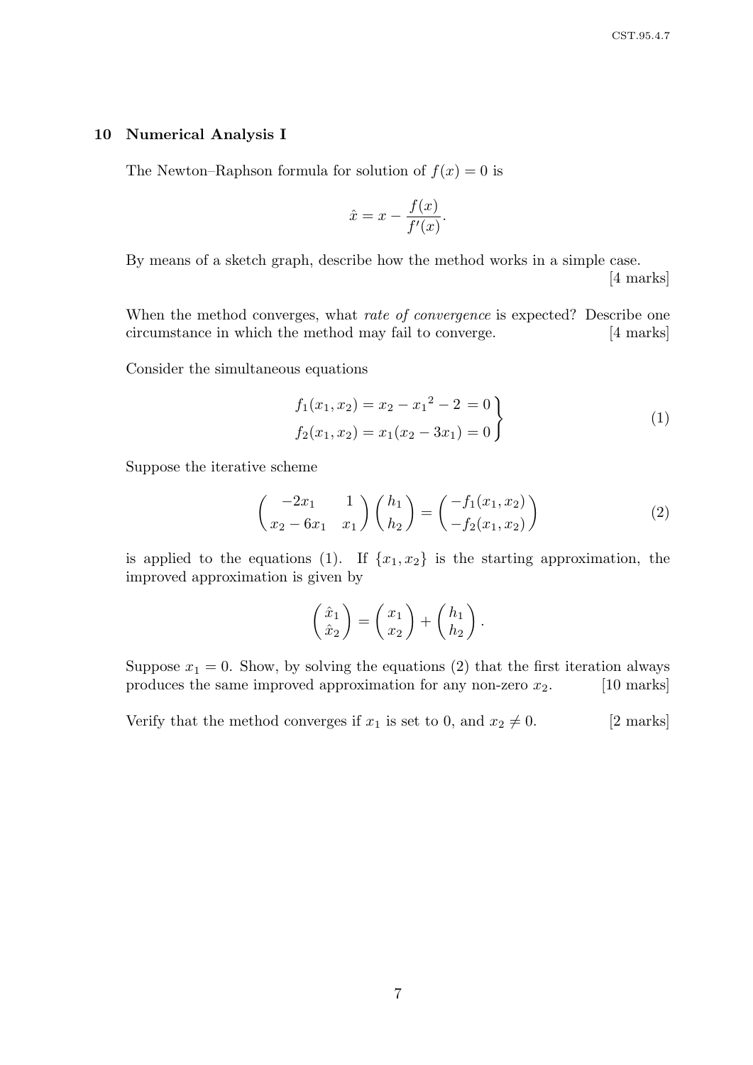## 10 Numerical Analysis I

The Newton–Raphson formula for solution of $f(x) = 0$ is

$$\hat{x} = x - \frac{f(x)}{f'(x)}.$$

By means of a sketch graph, describe how the method works in a simple case. [4 marks]

When the method converges, what *rate of convergence* is expected? Describe one circumstance in which the method may fail to converge. [4 marks]

Consider the simultaneous equations

$$\left.\begin{aligned} f_1(x_1, x_2) &= x_2 - {x_1}^2 - 2 = 0 \\ f_2(x_1, x_2) &= x_1(x_2 - 3x_1) = 0 \end{aligned}\right\} \tag{1}$$

Suppose the iterative scheme

$$\begin{pmatrix} -2x_1 & 1 \\ x_2 - 6x_1 & x_1 \end{pmatrix} \begin{pmatrix} h_1 \\ h_2 \end{pmatrix} = \begin{pmatrix} -f_1(x_1, x_2) \\ -f_2(x_1, x_2) \end{pmatrix} \tag{2}$$

is applied to the equations (1). If $\{x_1, x_2\}$ is the starting approximation, the improved approximation is given by

$$\begin{pmatrix} \hat{x}_1 \\ \hat{x}_2 \end{pmatrix} = \begin{pmatrix} x_1 \\ x_2 \end{pmatrix} + \begin{pmatrix} h_1 \\ h_2 \end{pmatrix}.$$

Suppose $x_1 = 0$. Show, by solving the equations (2) that the first iteration always produces the same improved approximation for any non-zero $x_2$. [10 marks]

Verify that the method converges if $x_1$ is set to 0, and $x_2 \neq 0$. [2 marks]